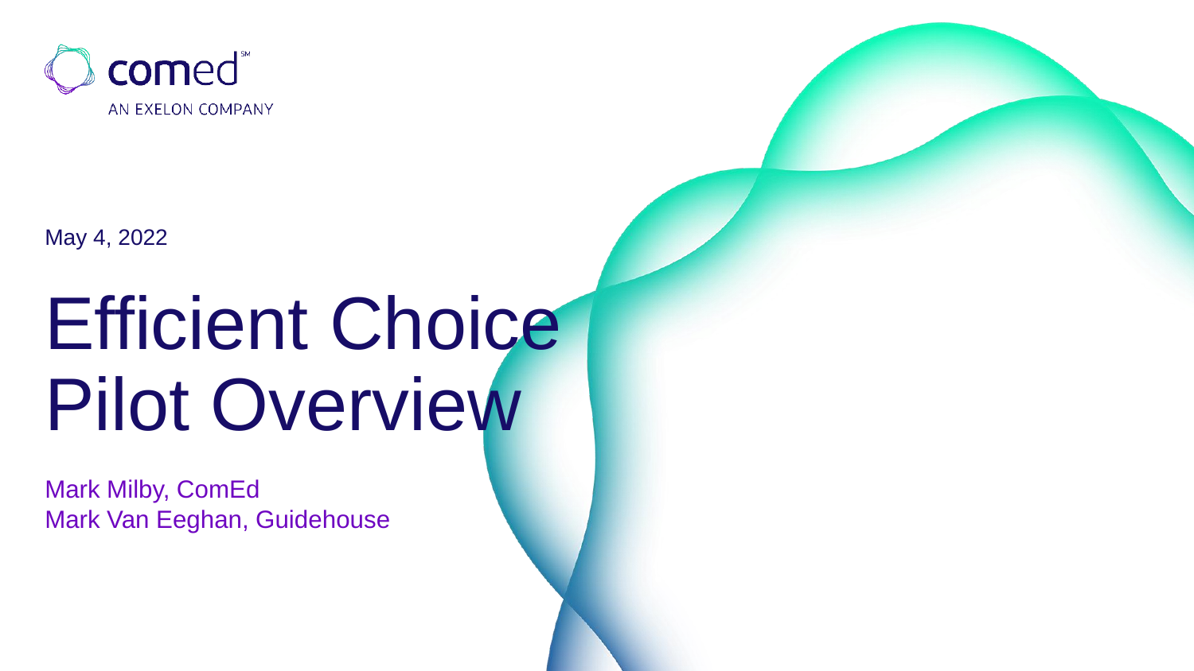comed
AN EXELON COMPANY

May 4, 2022

# Efficient Choice Pilot Overview

Mark Milby, ComEd
Mark Van Eeghan, Guidehouse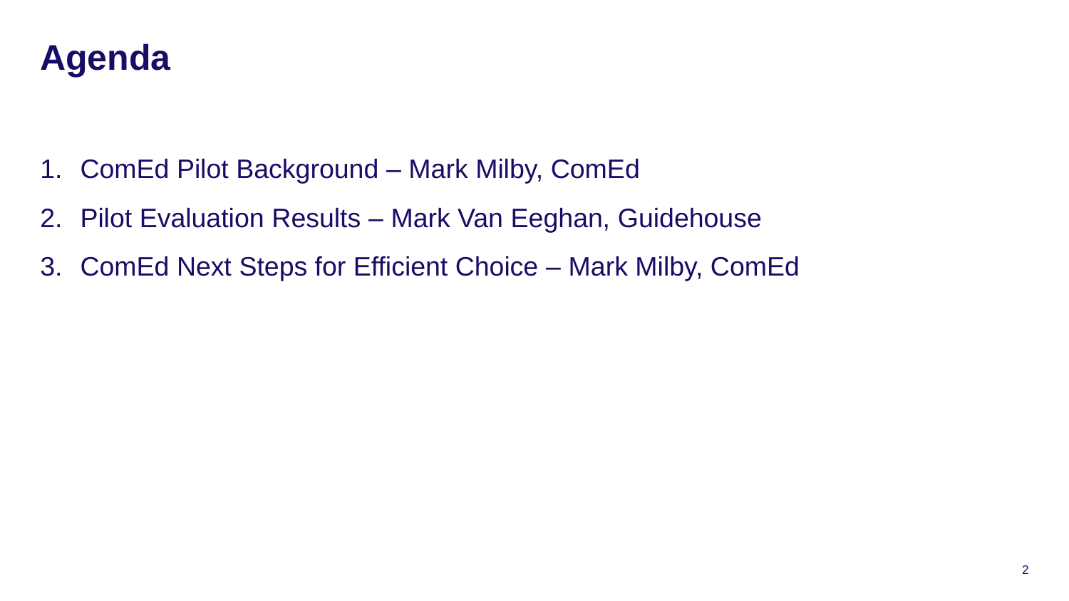# Agenda

1. ComEd Pilot Background – Mark Milby, ComEd
2. Pilot Evaluation Results – Mark Van Eeghan, Guidehouse
3. ComEd Next Steps for Efficient Choice – Mark Milby, ComEd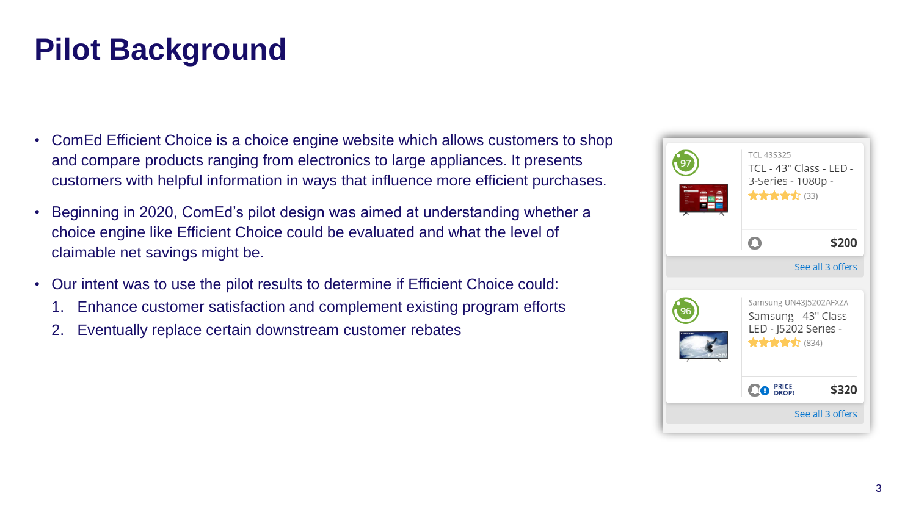# Pilot Background

- ComEd Efficient Choice is a choice engine website which allows customers to shop and compare products ranging from electronics to large appliances. It presents customers with helpful information in ways that influence more efficient purchases.
- Beginning in 2020, ComEd's pilot design was aimed at understanding whether a choice engine like Efficient Choice could be evaluated and what the level of claimable net savings might be.
- Our intent was to use the pilot results to determine if Efficient Choice could:
  1. Enhance customer satisfaction and complement existing program efforts
  2. Eventually replace certain downstream customer rebates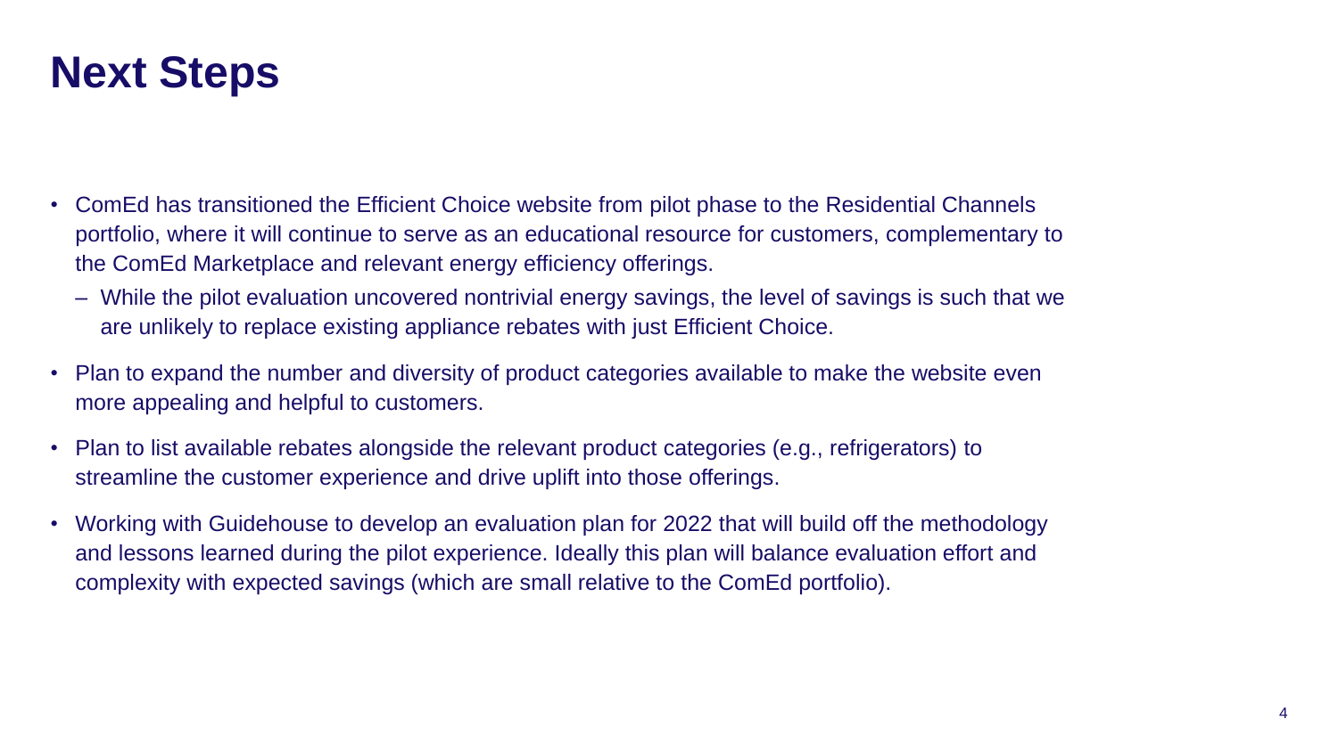# Next Steps

- ComEd has transitioned the Efficient Choice website from pilot phase to the Residential Channels portfolio, where it will continue to serve as an educational resource for customers, complementary to the ComEd Marketplace and relevant energy efficiency offerings.
  - While the pilot evaluation uncovered nontrivial energy savings, the level of savings is such that we are unlikely to replace existing appliance rebates with just Efficient Choice.
- Plan to expand the number and diversity of product categories available to make the website even more appealing and helpful to customers.
- Plan to list available rebates alongside the relevant product categories (e.g., refrigerators) to streamline the customer experience and drive uplift into those offerings.
- Working with Guidehouse to develop an evaluation plan for 2022 that will build off the methodology and lessons learned during the pilot experience. Ideally this plan will balance evaluation effort and complexity with expected savings (which are small relative to the ComEd portfolio).